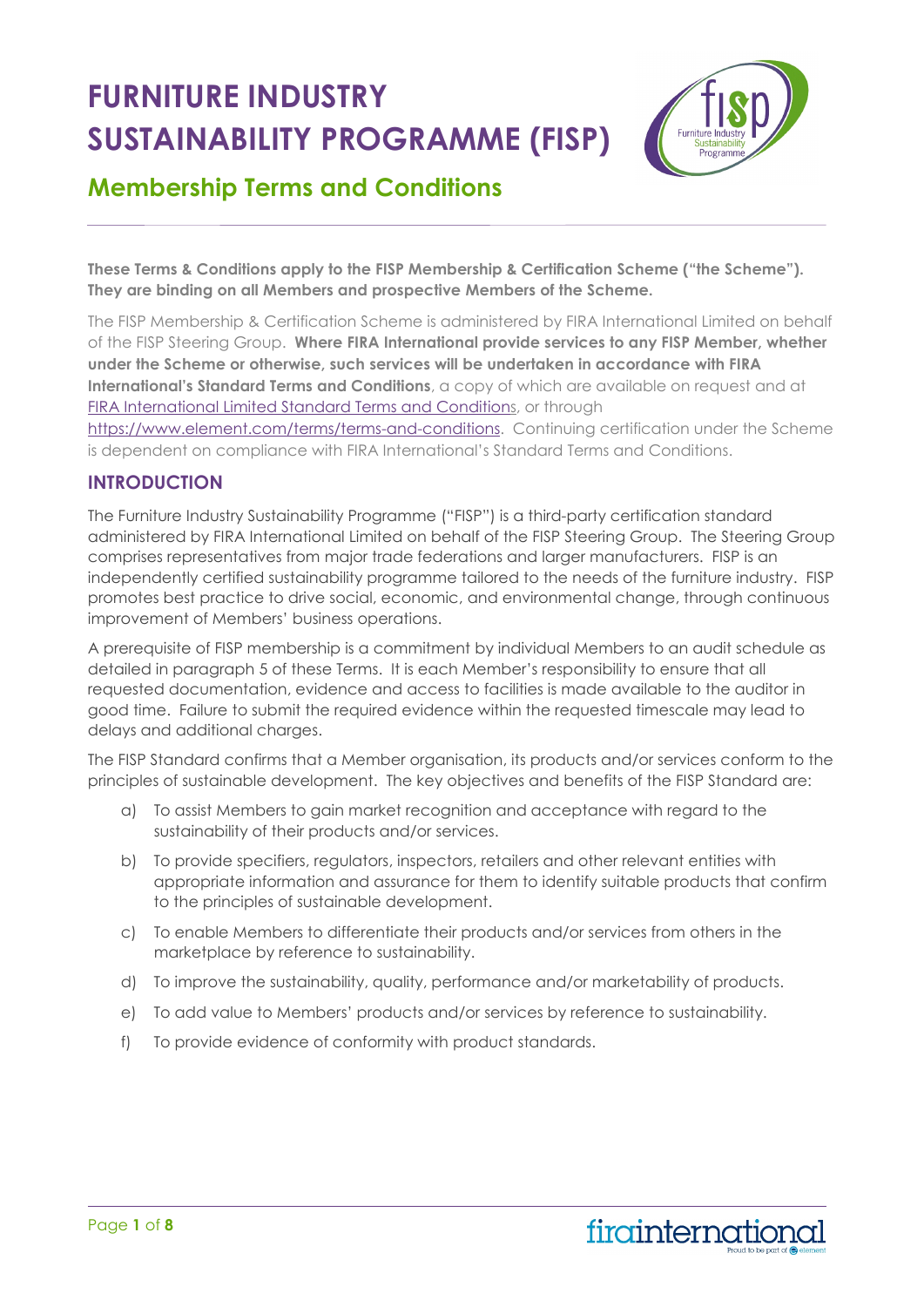# FURNITURE INDUSTRY SUSTAINABILITY PROGRAMME (FISP)

## Membership Terms and Conditions

**These Terms & Conditions apply to the FISP Membership & Certification Scheme ("the Scheme"). They are binding on all Members and prospective Members of the Scheme.**

The FISP Membership & Certification Scheme is administered by FIRA International Limited on behalf of the FISP Steering Group. **Where FIRA International provide services to any FISP Member, whether under the Scheme or otherwise, such services will be undertaken in accordance with FIRA International's Standard Terms and Conditions**, a copy of which are available on request and at FIRA International Limited Standard Terms and Conditions, or through https://www.element.com/terms/terms-and-conditions. Continuing certification under the Scheme is dependent on compliance with FIRA International's Standard Terms and Conditions.

### INTRODUCTION

The Furniture Industry Sustainability Programme ("FISP") is a third-party certification standard administered by FIRA International Limited on behalf of the FISP Steering Group. The Steering Group comprises representatives from major trade federations and larger manufacturers. FISP is an independently certified sustainability programme tailored to the needs of the furniture industry. FISP promotes best practice to drive social, economic, and environmental change, through continuous improvement of Members' business operations.

A prerequisite of FISP membership is a commitment by individual Members to an audit schedule as detailed in paragraph 5 of these Terms. It is each Member's responsibility to ensure that all requested documentation, evidence and access to facilities is made available to the auditor in good time. Failure to submit the required evidence within the requested timescale may lead to delays and additional charges.

The FISP Standard confirms that a Member organisation, its products and/or services conform to the principles of sustainable development. The key objectives and benefits of the FISP Standard are:

a) To assist Members to gain market recognition and acceptance with regard to the sustainability of their products and/or services.

b) To provide specifiers, regulators, inspectors, retailers and other relevant entities with appropriate information and assurance for them to identify suitable products that confirm to the principles of sustainable development.

c) To enable Members to differentiate their products and/or services from others in the marketplace by reference to sustainability.

d) To improve the sustainability, quality, performance and/or marketability of products.

e) To add value to Members' products and/or services by reference to sustainability.

f) To provide evidence of conformity with product standards.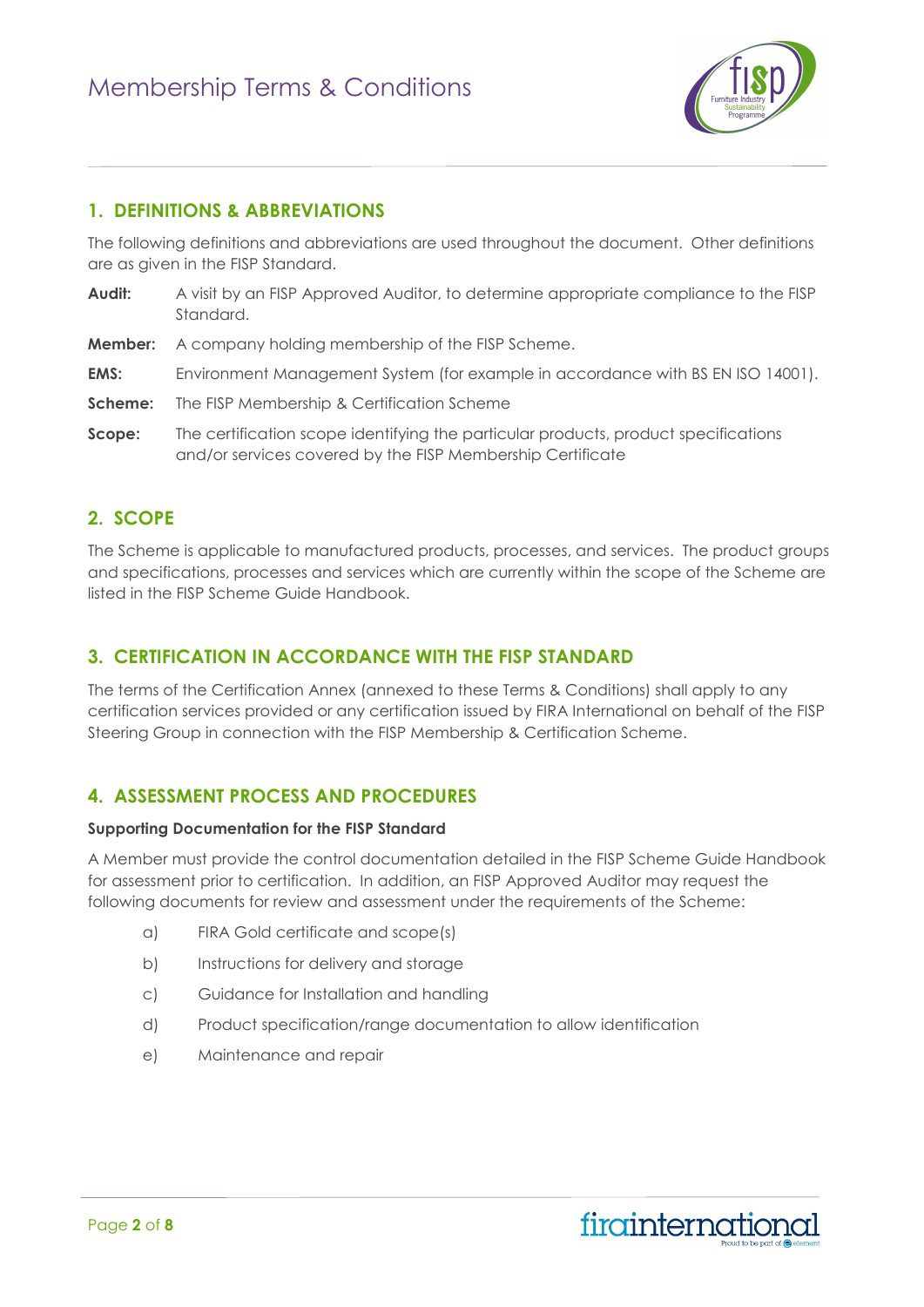## 1. DEFINITIONS & ABBREVIATIONS

The following definitions and abbreviations are used throughout the document. Other definitions are as given in the FISP Standard.

**Audit:** A visit by an FISP Approved Auditor, to determine appropriate compliance to the FISP Standard.

**Member:** A company holding membership of the FISP Scheme.

**EMS:** Environment Management System (for example in accordance with BS EN ISO 14001).

**Scheme:** The FISP Membership & Certification Scheme

**Scope:** The certification scope identifying the particular products, product specifications and/or services covered by the FISP Membership Certificate

## 2. SCOPE

The Scheme is applicable to manufactured products, processes, and services. The product groups and specifications, processes and services which are currently within the scope of the Scheme are listed in the FISP Scheme Guide Handbook.

## 3. CERTIFICATION IN ACCORDANCE WITH THE FISP STANDARD

The terms of the Certification Annex (annexed to these Terms & Conditions) shall apply to any certification services provided or any certification issued by FIRA International on behalf of the FISP Steering Group in connection with the FISP Membership & Certification Scheme.

## 4. ASSESSMENT PROCESS AND PROCEDURES

**Supporting Documentation for the FISP Standard**

A Member must provide the control documentation detailed in the FISP Scheme Guide Handbook for assessment prior to certification. In addition, an FISP Approved Auditor may request the following documents for review and assessment under the requirements of the Scheme:

a) FIRA Gold certificate and scope(s)

b) Instructions for delivery and storage

c) Guidance for Installation and handling

d) Product specification/range documentation to allow identification

e) Maintenance and repair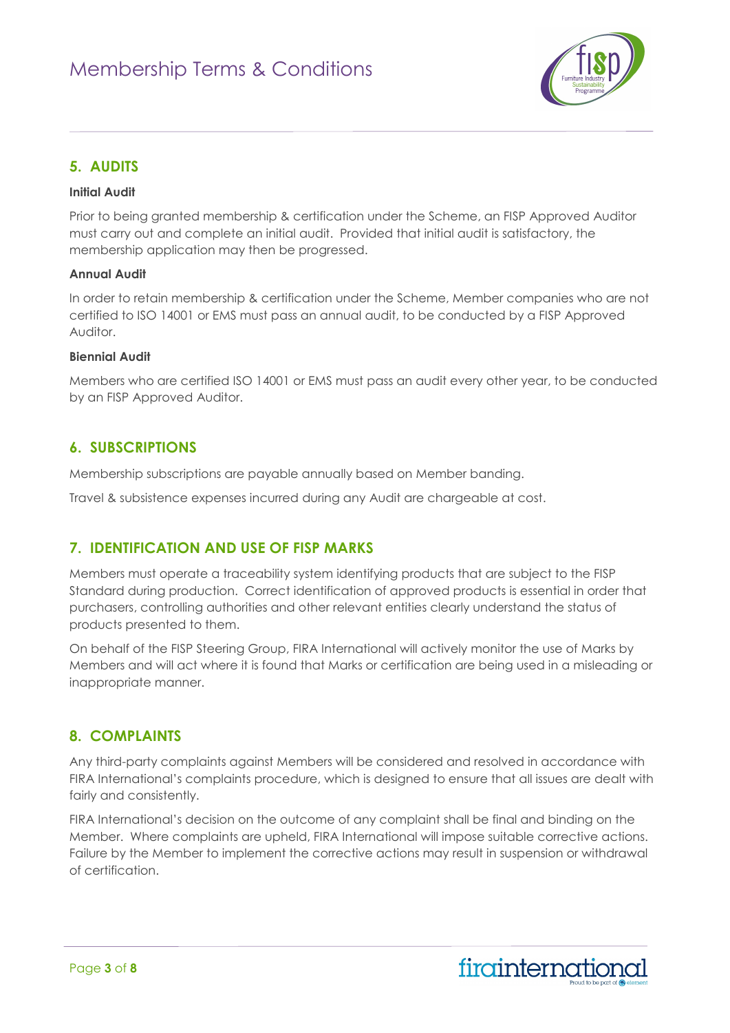## 5. AUDITS

**Initial Audit**

Prior to being granted membership & certification under the Scheme, an FISP Approved Auditor must carry out and complete an initial audit. Provided that initial audit is satisfactory, the membership application may then be progressed.

**Annual Audit**

In order to retain membership & certification under the Scheme, Member companies who are not certified to ISO 14001 or EMS must pass an annual audit, to be conducted by a FISP Approved Auditor.

**Biennial Audit**

Members who are certified ISO 14001 or EMS must pass an audit every other year, to be conducted by an FISP Approved Auditor.

## 6. SUBSCRIPTIONS

Membership subscriptions are payable annually based on Member banding.

Travel & subsistence expenses incurred during any Audit are chargeable at cost.

## 7. IDENTIFICATION AND USE OF FISP MARKS

Members must operate a traceability system identifying products that are subject to the FISP Standard during production. Correct identification of approved products is essential in order that purchasers, controlling authorities and other relevant entities clearly understand the status of products presented to them.

On behalf of the FISP Steering Group, FIRA International will actively monitor the use of Marks by Members and will act where it is found that Marks or certification are being used in a misleading or inappropriate manner.

## 8. COMPLAINTS

Any third-party complaints against Members will be considered and resolved in accordance with FIRA International's complaints procedure, which is designed to ensure that all issues are dealt with fairly and consistently.

FIRA International's decision on the outcome of any complaint shall be final and binding on the Member. Where complaints are upheld, FIRA International will impose suitable corrective actions. Failure by the Member to implement the corrective actions may result in suspension or withdrawal of certification.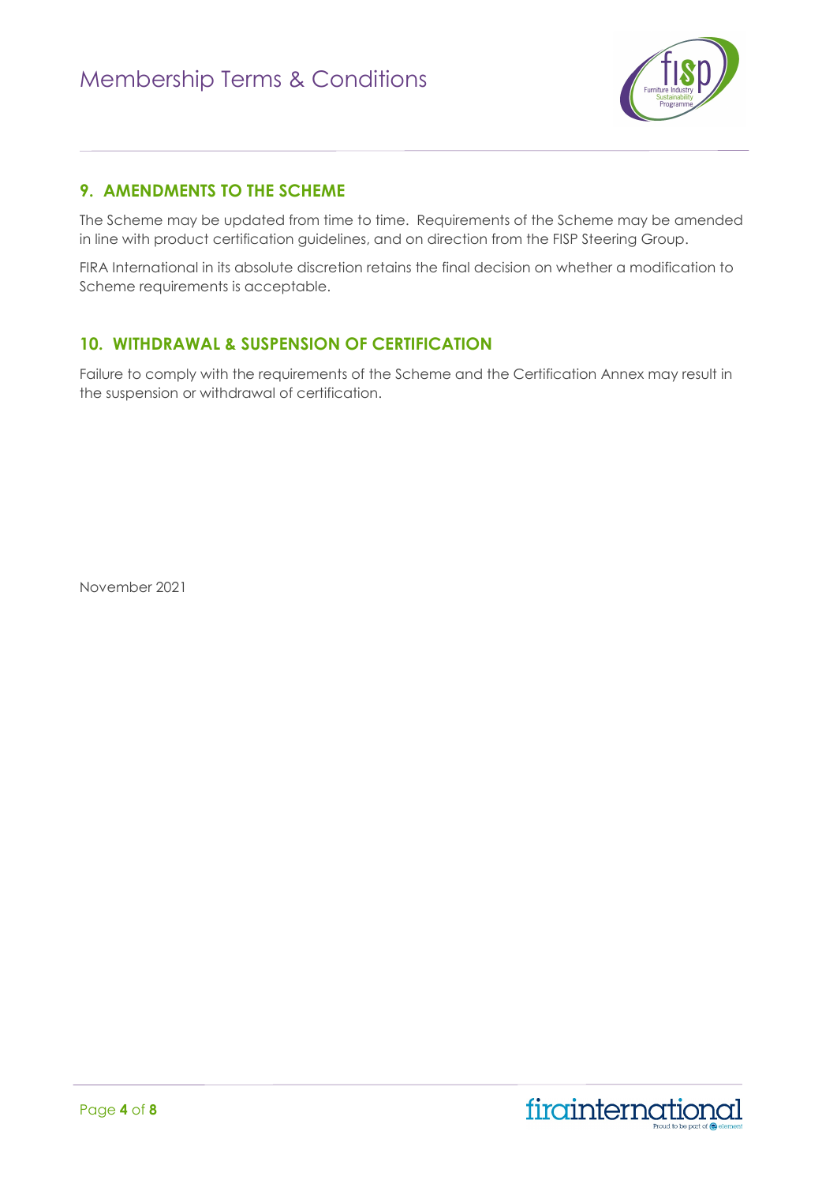## 9. AMENDMENTS TO THE SCHEME

The Scheme may be updated from time to time. Requirements of the Scheme may be amended in line with product certification guidelines, and on direction from the FISP Steering Group.

FIRA International in its absolute discretion retains the final decision on whether a modification to Scheme requirements is acceptable.

## 10. WITHDRAWAL & SUSPENSION OF CERTIFICATION

Failure to comply with the requirements of the Scheme and the Certification Annex may result in the suspension or withdrawal of certification.

November 2021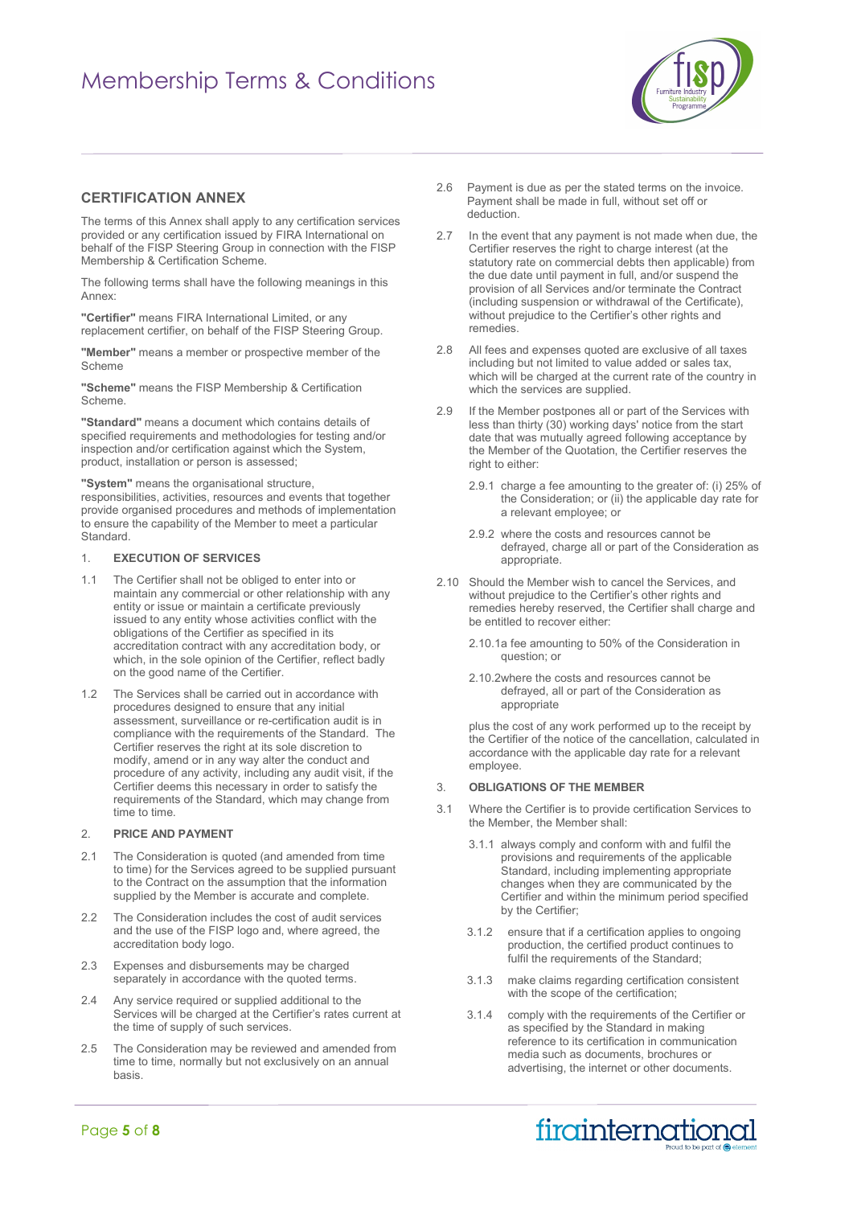## CERTIFICATION ANNEX

The terms of this Annex shall apply to any certification services provided or any certification issued by FIRA International on behalf of the FISP Steering Group in connection with the FISP Membership & Certification Scheme.

The following terms shall have the following meanings in this Annex:

**"Certifier"** means FIRA International Limited, or any replacement certifier, on behalf of the FISP Steering Group.

**"Member"** means a member or prospective member of the Scheme

**"Scheme"** means the FISP Membership & Certification Scheme.

**"Standard"** means a document which contains details of specified requirements and methodologies for testing and/or inspection and/or certification against which the System, product, installation or person is assessed;

**"System"** means the organisational structure, responsibilities, activities, resources and events that together provide organised procedures and methods of implementation to ensure the capability of the Member to meet a particular Standard.

### 1. EXECUTION OF SERVICES

1.1 The Certifier shall not be obliged to enter into or maintain any commercial or other relationship with any entity or issue or maintain a certificate previously issued to any entity whose activities conflict with the obligations of the Certifier as specified in its accreditation contract with any accreditation body, or which, in the sole opinion of the Certifier, reflect badly on the good name of the Certifier.

1.2 The Services shall be carried out in accordance with procedures designed to ensure that any initial assessment, surveillance or re-certification audit is in compliance with the requirements of the Standard. The Certifier reserves the right at its sole discretion to modify, amend or in any way alter the conduct and procedure of any activity, including any audit visit, if the Certifier deems this necessary in order to satisfy the requirements of the Standard, which may change from time to time.

### 2. PRICE AND PAYMENT

2.1 The Consideration is quoted (and amended from time to time) for the Services agreed to be supplied pursuant to the Contract on the assumption that the information supplied by the Member is accurate and complete.

2.2 The Consideration includes the cost of audit services and the use of the FISP logo and, where agreed, the accreditation body logo.

2.3 Expenses and disbursements may be charged separately in accordance with the quoted terms.

2.4 Any service required or supplied additional to the Services will be charged at the Certifier's rates current at the time of supply of such services.

2.5 The Consideration may be reviewed and amended from time to time, normally but not exclusively on an annual basis.

2.6 Payment is due as per the stated terms on the invoice. Payment shall be made in full, without set off or deduction.

2.7 In the event that any payment is not made when due, the Certifier reserves the right to charge interest (at the statutory rate on commercial debts then applicable) from the due date until payment in full, and/or suspend the provision of all Services and/or terminate the Contract (including suspension or withdrawal of the Certificate), without prejudice to the Certifier's other rights and remedies.

2.8 All fees and expenses quoted are exclusive of all taxes including but not limited to value added or sales tax, which will be charged at the current rate of the country in which the services are supplied.

2.9 If the Member postpones all or part of the Services with less than thirty (30) working days' notice from the start date that was mutually agreed following acceptance by the Member of the Quotation, the Certifier reserves the right to either:

- 2.9.1 charge a fee amounting to the greater of: (i) 25% of the Consideration; or (ii) the applicable day rate for a relevant employee; or
- 2.9.2 where the costs and resources cannot be defrayed, charge all or part of the Consideration as appropriate.

2.10 Should the Member wish to cancel the Services, and without prejudice to the Certifier's other rights and remedies hereby reserved, the Certifier shall charge and be entitled to recover either:

- 2.10.1a fee amounting to 50% of the Consideration in question; or
- 2.10.2where the costs and resources cannot be defrayed, all or part of the Consideration as appropriate

plus the cost of any work performed up to the receipt by the Certifier of the notice of the cancellation, calculated in accordance with the applicable day rate for a relevant employee.

### 3. OBLIGATIONS OF THE MEMBER

3.1 Where the Certifier is to provide certification Services to the Member, the Member shall:

- 3.1.1 always comply and conform with and fulfil the provisions and requirements of the applicable Standard, including implementing appropriate changes when they are communicated by the Certifier and within the minimum period specified by the Certifier;
- 3.1.2 ensure that if a certification applies to ongoing production, the certified product continues to fulfil the requirements of the Standard;
- 3.1.3 make claims regarding certification consistent with the scope of the certification;
- 3.1.4 comply with the requirements of the Certifier or as specified by the Standard in making reference to its certification in communication media such as documents, brochures or advertising, the internet or other documents.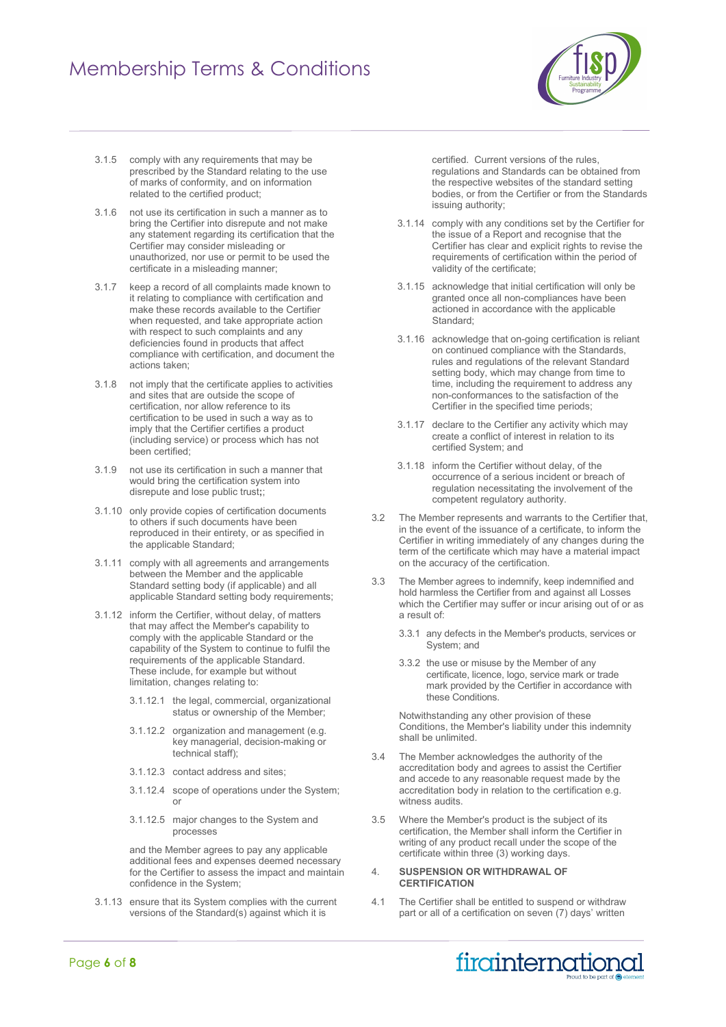3.1.5 comply with any requirements that may be prescribed by the Standard relating to the use of marks of conformity, and on information related to the certified product;

3.1.6 not use its certification in such a manner as to bring the Certifier into disrepute and not make any statement regarding its certification that the Certifier may consider misleading or unauthorized, nor use or permit to be used the certificate in a misleading manner;

3.1.7 keep a record of all complaints made known to it relating to compliance with certification and make these records available to the Certifier when requested, and take appropriate action with respect to such complaints and any deficiencies found in products that affect compliance with certification, and document the actions taken;

3.1.8 not imply that the certificate applies to activities and sites that are outside the scope of certification, nor allow reference to its certification to be used in such a way as to imply that the Certifier certifies a product (including service) or process which has not been certified;

3.1.9 not use its certification in such a manner that would bring the certification system into disrepute and lose public trust;;

3.1.10 only provide copies of certification documents to others if such documents have been reproduced in their entirety, or as specified in the applicable Standard;

3.1.11 comply with all agreements and arrangements between the Member and the applicable Standard setting body (if applicable) and all applicable Standard setting body requirements;

3.1.12 inform the Certifier, without delay, of matters that may affect the Member's capability to comply with the applicable Standard or the capability of the System to continue to fulfil the requirements of the applicable Standard. These include, for example but without limitation, changes relating to:

3.1.12.1 the legal, commercial, organizational status or ownership of the Member;

3.1.12.2 organization and management (e.g. key managerial, decision-making or technical staff);

3.1.12.3 contact address and sites;

3.1.12.4 scope of operations under the System; or

3.1.12.5 major changes to the System and processes

and the Member agrees to pay any applicable additional fees and expenses deemed necessary for the Certifier to assess the impact and maintain confidence in the System;

3.1.13 ensure that its System complies with the current versions of the Standard(s) against which it is certified. Current versions of the rules, regulations and Standards can be obtained from the respective websites of the standard setting bodies, or from the Certifier or from the Standards issuing authority;

3.1.14 comply with any conditions set by the Certifier for the issue of a Report and recognise that the Certifier has clear and explicit rights to revise the requirements of certification within the period of validity of the certificate;

3.1.15 acknowledge that initial certification will only be granted once all non-compliances have been actioned in accordance with the applicable Standard;

3.1.16 acknowledge that on-going certification is reliant on continued compliance with the Standards, rules and regulations of the relevant Standard setting body, which may change from time to time, including the requirement to address any non-conformances to the satisfaction of the Certifier in the specified time periods;

3.1.17 declare to the Certifier any activity which may create a conflict of interest in relation to its certified System; and

3.1.18 inform the Certifier without delay, of the occurrence of a serious incident or breach of regulation necessitating the involvement of the competent regulatory authority.

3.2 The Member represents and warrants to the Certifier that, in the event of the issuance of a certificate, to inform the Certifier in writing immediately of any changes during the term of the certificate which may have a material impact on the accuracy of the certification.

3.3 The Member agrees to indemnify, keep indemnified and hold harmless the Certifier from and against all Losses which the Certifier may suffer or incur arising out of or as a result of:

3.3.1 any defects in the Member's products, services or System; and

3.3.2 the use or misuse by the Member of any certificate, licence, logo, service mark or trade mark provided by the Certifier in accordance with these Conditions.

Notwithstanding any other provision of these Conditions, the Member's liability under this indemnity shall be unlimited.

3.4 The Member acknowledges the authority of the accreditation body and agrees to assist the Certifier and accede to any reasonable request made by the accreditation body in relation to the certification e.g. witness audits.

3.5 Where the Member's product is the subject of its certification, the Member shall inform the Certifier in writing of any product recall under the scope of the certificate within three (3) working days.

## 4. SUSPENSION OR WITHDRAWAL OF CERTIFICATION

4.1 The Certifier shall be entitled to suspend or withdraw part or all of a certification on seven (7) days' written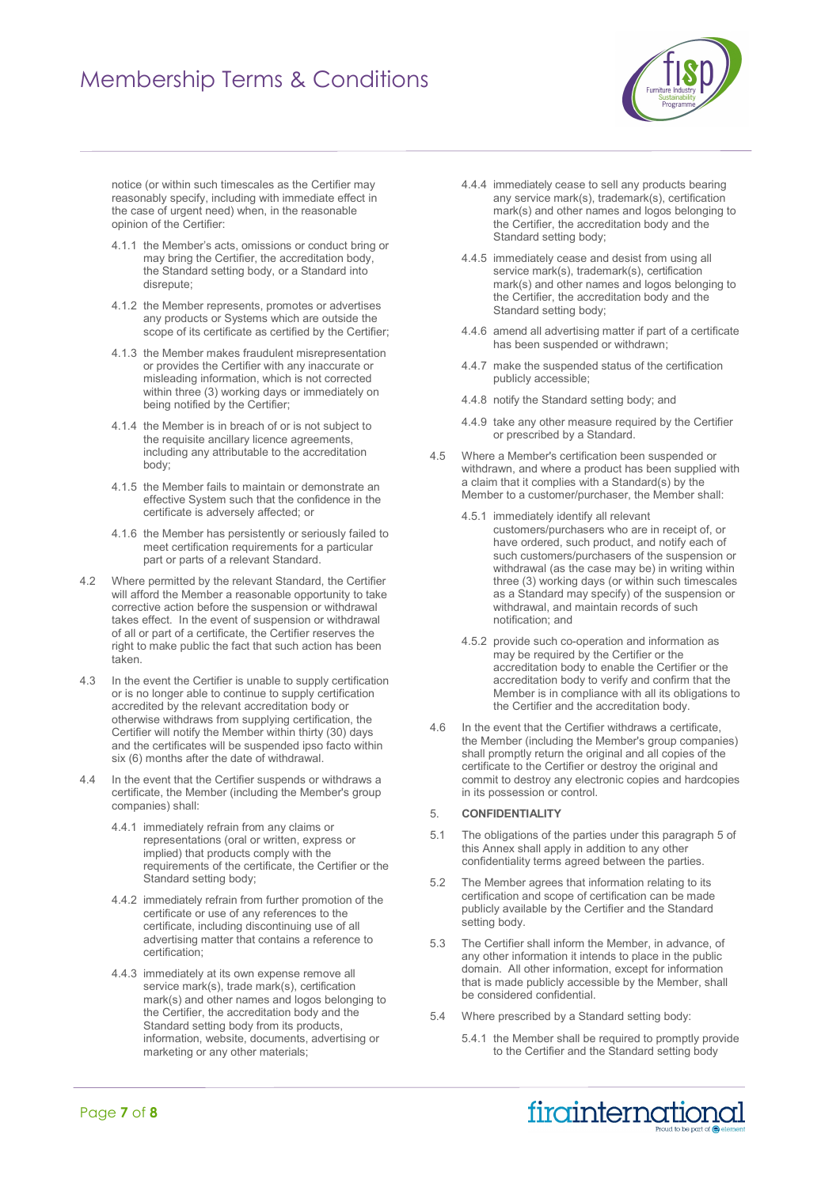notice (or within such timescales as the Certifier may reasonably specify, including with immediate effect in the case of urgent need) when, in the reasonable opinion of the Certifier:

4.1.1 the Member's acts, omissions or conduct bring or may bring the Certifier, the accreditation body, the Standard setting body, or a Standard into disrepute;

4.1.2 the Member represents, promotes or advertises any products or Systems which are outside the scope of its certificate as certified by the Certifier;

4.1.3 the Member makes fraudulent misrepresentation or provides the Certifier with any inaccurate or misleading information, which is not corrected within three (3) working days or immediately on being notified by the Certifier;

4.1.4 the Member is in breach of or is not subject to the requisite ancillary licence agreements, including any attributable to the accreditation body;

4.1.5 the Member fails to maintain or demonstrate an effective System such that the confidence in the certificate is adversely affected; or

4.1.6 the Member has persistently or seriously failed to meet certification requirements for a particular part or parts of a relevant Standard.

4.2 Where permitted by the relevant Standard, the Certifier will afford the Member a reasonable opportunity to take corrective action before the suspension or withdrawal takes effect. In the event of suspension or withdrawal of all or part of a certificate, the Certifier reserves the right to make public the fact that such action has been taken.

4.3 In the event the Certifier is unable to supply certification or is no longer able to continue to supply certification accredited by the relevant accreditation body or otherwise withdraws from supplying certification, the Certifier will notify the Member within thirty (30) days and the certificates will be suspended ipso facto within six (6) months after the date of withdrawal.

4.4 In the event that the Certifier suspends or withdraws a certificate, the Member (including the Member's group companies) shall:

4.4.1 immediately refrain from any claims or representations (oral or written, express or implied) that products comply with the requirements of the certificate, the Certifier or the Standard setting body;

4.4.2 immediately refrain from further promotion of the certificate or use of any references to the certificate, including discontinuing use of all advertising matter that contains a reference to certification;

4.4.3 immediately at its own expense remove all service mark(s), trade mark(s), certification mark(s) and other names and logos belonging to the Certifier, the accreditation body and the Standard setting body from its products, information, website, documents, advertising or marketing or any other materials;

4.4.4 immediately cease to sell any products bearing any service mark(s), trademark(s), certification mark(s) and other names and logos belonging to the Certifier, the accreditation body and the Standard setting body;

4.4.5 immediately cease and desist from using all service mark(s), trademark(s), certification mark(s) and other names and logos belonging to the Certifier, the accreditation body and the Standard setting body;

4.4.6 amend all advertising matter if part of a certificate has been suspended or withdrawn;

4.4.7 make the suspended status of the certification publicly accessible;

4.4.8 notify the Standard setting body; and

4.4.9 take any other measure required by the Certifier or prescribed by a Standard.

4.5 Where a Member's certification been suspended or withdrawn, and where a product has been supplied with a claim that it complies with a Standard(s) by the Member to a customer/purchaser, the Member shall:

4.5.1 immediately identify all relevant customers/purchasers who are in receipt of, or have ordered, such product, and notify each of such customers/purchasers of the suspension or withdrawal (as the case may be) in writing within three (3) working days (or within such timescales as a Standard may specify) of the suspension or withdrawal, and maintain records of such notification; and

4.5.2 provide such co-operation and information as may be required by the Certifier or the accreditation body to enable the Certifier or the accreditation body to verify and confirm that the Member is in compliance with all its obligations to the Certifier and the accreditation body.

4.6 In the event that the Certifier withdraws a certificate, the Member (including the Member's group companies) shall promptly return the original and all copies of the certificate to the Certifier or destroy the original and commit to destroy any electronic copies and hardcopies in its possession or control.

5. **CONFIDENTIALITY**

5.1 The obligations of the parties under this paragraph 5 of this Annex shall apply in addition to any other confidentiality terms agreed between the parties.

5.2 The Member agrees that information relating to its certification and scope of certification can be made publicly available by the Certifier and the Standard setting body.

5.3 The Certifier shall inform the Member, in advance, of any other information it intends to place in the public domain. All other information, except for information that is made publicly accessible by the Member, shall be considered confidential.

5.4 Where prescribed by a Standard setting body:

5.4.1 the Member shall be required to promptly provide to the Certifier and the Standard setting body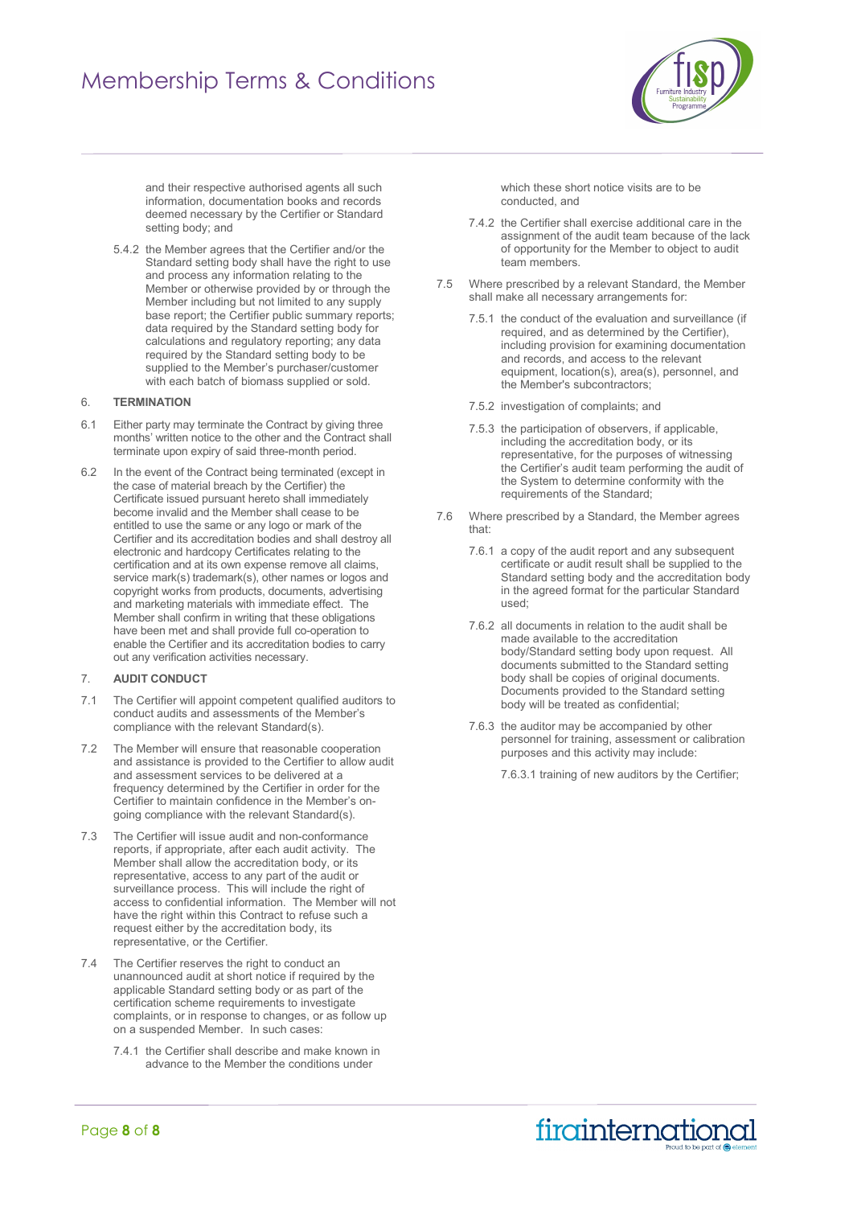and their respective authorised agents all such information, documentation books and records deemed necessary by the Certifier or Standard setting body; and

5.4.2 the Member agrees that the Certifier and/or the Standard setting body shall have the right to use and process any information relating to the Member or otherwise provided by or through the Member including but not limited to any supply base report; the Certifier public summary reports; data required by the Standard setting body for calculations and regulatory reporting; any data required by the Standard setting body to be supplied to the Member's purchaser/customer with each batch of biomass supplied or sold.

## 6. TERMINATION

6.1 Either party may terminate the Contract by giving three months' written notice to the other and the Contract shall terminate upon expiry of said three-month period.

6.2 In the event of the Contract being terminated (except in the case of material breach by the Certifier) the Certificate issued pursuant hereto shall immediately become invalid and the Member shall cease to be entitled to use the same or any logo or mark of the Certifier and its accreditation bodies and shall destroy all electronic and hardcopy Certificates relating to the certification and at its own expense remove all claims, service mark(s) trademark(s), other names or logos and copyright works from products, documents, advertising and marketing materials with immediate effect. The Member shall confirm in writing that these obligations have been met and shall provide full co-operation to enable the Certifier and its accreditation bodies to carry out any verification activities necessary.

## 7. AUDIT CONDUCT

7.1 The Certifier will appoint competent qualified auditors to conduct audits and assessments of the Member's compliance with the relevant Standard(s).

7.2 The Member will ensure that reasonable cooperation and assistance is provided to the Certifier to allow audit and assessment services to be delivered at a frequency determined by the Certifier in order for the Certifier to maintain confidence in the Member's on-going compliance with the relevant Standard(s).

7.3 The Certifier will issue audit and non-conformance reports, if appropriate, after each audit activity. The Member shall allow the accreditation body, or its representative, access to any part of the audit or surveillance process. This will include the right of access to confidential information. The Member will not have the right within this Contract to refuse such a request either by the accreditation body, its representative, or the Certifier.

7.4 The Certifier reserves the right to conduct an unannounced audit at short notice if required by the applicable Standard setting body or as part of the certification scheme requirements to investigate complaints, or in response to changes, or as follow up on a suspended Member. In such cases:

7.4.1 the Certifier shall describe and make known in advance to the Member the conditions under which these short notice visits are to be conducted, and

7.4.2 the Certifier shall exercise additional care in the assignment of the audit team because of the lack of opportunity for the Member to object to audit team members.

7.5 Where prescribed by a relevant Standard, the Member shall make all necessary arrangements for:

7.5.1 the conduct of the evaluation and surveillance (if required, and as determined by the Certifier), including provision for examining documentation and records, and access to the relevant equipment, location(s), area(s), personnel, and the Member's subcontractors;

7.5.2 investigation of complaints; and

7.5.3 the participation of observers, if applicable, including the accreditation body, or its representative, for the purposes of witnessing the Certifier's audit team performing the audit of the System to determine conformity with the requirements of the Standard;

7.6 Where prescribed by a Standard, the Member agrees that:

7.6.1 a copy of the audit report and any subsequent certificate or audit result shall be supplied to the Standard setting body and the accreditation body in the agreed format for the particular Standard used;

7.6.2 all documents in relation to the audit shall be made available to the accreditation body/Standard setting body upon request. All documents submitted to the Standard setting body shall be copies of original documents. Documents provided to the Standard setting body will be treated as confidential;

7.6.3 the auditor may be accompanied by other personnel for training, assessment or calibration purposes and this activity may include:

7.6.3.1 training of new auditors by the Certifier;